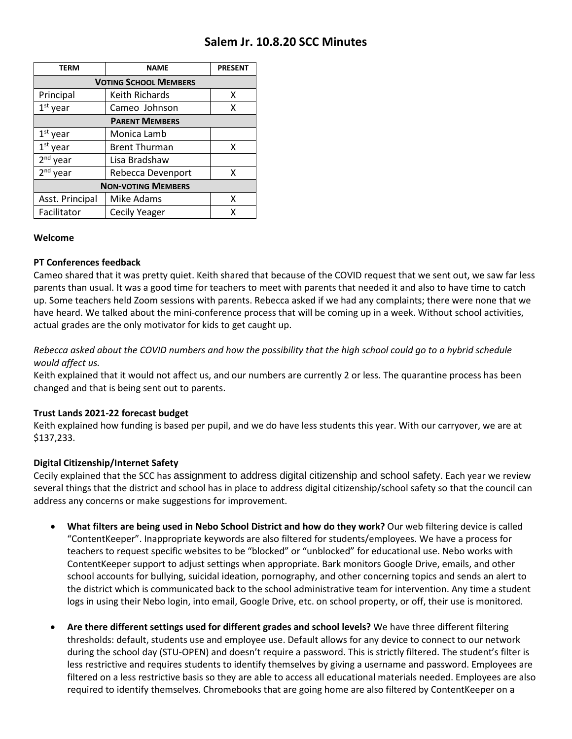# Salem Jr. 10.8.20 SCC Minutes

| TERM | NAME | PRESENT |
|---|---|---|
| **VOTING SCHOOL MEMBERS** | | |
| Principal | Keith Richards | X |
| 1st year | Cameo Johnson | X |
| **PARENT MEMBERS** | | |
| 1st year | Monica Lamb | |
| 1st year | Brent Thurman | X |
| 2nd year | Lisa Bradshaw | |
| 2nd year | Rebecca Devenport | X |
| **NON-VOTING MEMBERS** | | |
| Asst. Principal | Mike Adams | X |
| Facilitator | Cecily Yeager | X |

**Welcome**

**PT Conferences feedback**

Cameo shared that it was pretty quiet. Keith shared that because of the COVID request that we sent out, we saw far less parents than usual. It was a good time for teachers to meet with parents that needed it and also to have time to catch up. Some teachers held Zoom sessions with parents. Rebecca asked if we had any complaints; there were none that we have heard. We talked about the mini-conference process that will be coming up in a week. Without school activities, actual grades are the only motivator for kids to get caught up.

*Rebecca asked about the COVID numbers and how the possibility that the high school could go to a hybrid schedule would affect us.*

Keith explained that it would not affect us, and our numbers are currently 2 or less. The quarantine process has been changed and that is being sent out to parents.

**Trust Lands 2021-22 forecast budget**

Keith explained how funding is based per pupil, and we do have less students this year. With our carryover, we are at $137,233.

**Digital Citizenship/Internet Safety**

Cecily explained that the SCC has assignment to address digital citizenship and school safety. Each year we review several things that the district and school has in place to address digital citizenship/school safety so that the council can address any concerns or make suggestions for improvement.

- **What filters are being used in Nebo School District and how do they work?** Our web filtering device is called "ContentKeeper". Inappropriate keywords are also filtered for students/employees. We have a process for teachers to request specific websites to be "blocked" or "unblocked" for educational use. Nebo works with ContentKeeper support to adjust settings when appropriate. Bark monitors Google Drive, emails, and other school accounts for bullying, suicidal ideation, pornography, and other concerning topics and sends an alert to the district which is communicated back to the school administrative team for intervention. Any time a student logs in using their Nebo login, into email, Google Drive, etc. on school property, or off, their use is monitored.

- **Are there different settings used for different grades and school levels?** We have three different filtering thresholds: default, students use and employee use. Default allows for any device to connect to our network during the school day (STU-OPEN) and doesn't require a password. This is strictly filtered. The student's filter is less restrictive and requires students to identify themselves by giving a username and password. Employees are filtered on a less restrictive basis so they are able to access all educational materials needed. Employees are also required to identify themselves. Chromebooks that are going home are also filtered by ContentKeeper on a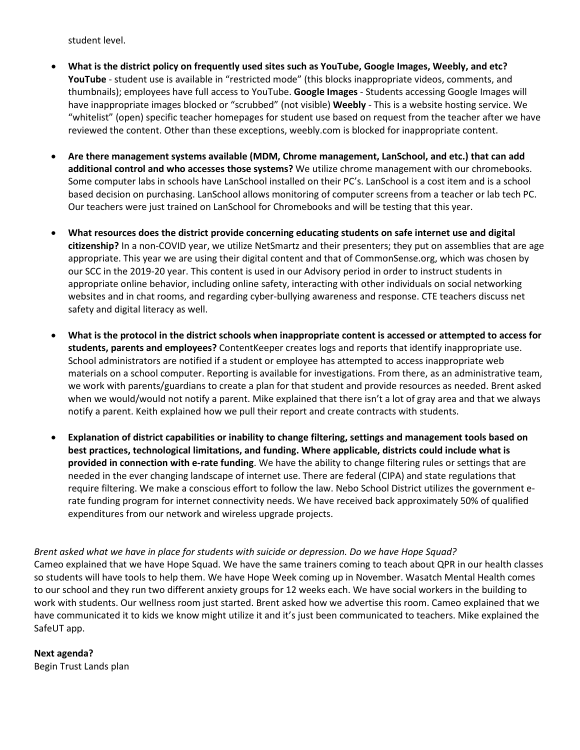student level.

- **What is the district policy on frequently used sites such as YouTube, Google Images, Weebly, and etc?** **YouTube** - student use is available in "restricted mode" (this blocks inappropriate videos, comments, and thumbnails); employees have full access to YouTube. **Google Images** - Students accessing Google Images will have inappropriate images blocked or "scrubbed" (not visible) **Weebly** - This is a website hosting service. We "whitelist" (open) specific teacher homepages for student use based on request from the teacher after we have reviewed the content. Other than these exceptions, weebly.com is blocked for inappropriate content.

- **Are there management systems available (MDM, Chrome management, LanSchool, and etc.) that can add additional control and who accesses those systems?** We utilize chrome management with our chromebooks. Some computer labs in schools have LanSchool installed on their PC's. LanSchool is a cost item and is a school based decision on purchasing. LanSchool allows monitoring of computer screens from a teacher or lab tech PC. Our teachers were just trained on LanSchool for Chromebooks and will be testing that this year.

- **What resources does the district provide concerning educating students on safe internet use and digital citizenship?** In a non-COVID year, we utilize NetSmartz and their presenters; they put on assemblies that are age appropriate. This year we are using their digital content and that of CommonSense.org, which was chosen by our SCC in the 2019-20 year. This content is used in our Advisory period in order to instruct students in appropriate online behavior, including online safety, interacting with other individuals on social networking websites and in chat rooms, and regarding cyber-bullying awareness and response. CTE teachers discuss net safety and digital literacy as well.

- **What is the protocol in the district schools when inappropriate content is accessed or attempted to access for students, parents and employees?** ContentKeeper creates logs and reports that identify inappropriate use. School administrators are notified if a student or employee has attempted to access inappropriate web materials on a school computer. Reporting is available for investigations. From there, as an administrative team, we work with parents/guardians to create a plan for that student and provide resources as needed. Brent asked when we would/would not notify a parent. Mike explained that there isn't a lot of gray area and that we always notify a parent. Keith explained how we pull their report and create contracts with students.

- **Explanation of district capabilities or inability to change filtering, settings and management tools based on best practices, technological limitations, and funding. Where applicable, districts could include what is provided in connection with e-rate funding**. We have the ability to change filtering rules or settings that are needed in the ever changing landscape of internet use. There are federal (CIPA) and state regulations that require filtering. We make a conscious effort to follow the law. Nebo School District utilizes the government e-rate funding program for internet connectivity needs. We have received back approximately 50% of qualified expenditures from our network and wireless upgrade projects.

*Brent asked what we have in place for students with suicide or depression. Do we have Hope Squad?*
Cameo explained that we have Hope Squad. We have the same trainers coming to teach about QPR in our health classes so students will have tools to help them. We have Hope Week coming up in November. Wasatch Mental Health comes to our school and they run two different anxiety groups for 12 weeks each. We have social workers in the building to work with students. Our wellness room just started. Brent asked how we advertise this room. Cameo explained that we have communicated it to kids we know might utilize it and it's just been communicated to teachers. Mike explained the SafeUT app.

**Next agenda?**
Begin Trust Lands plan